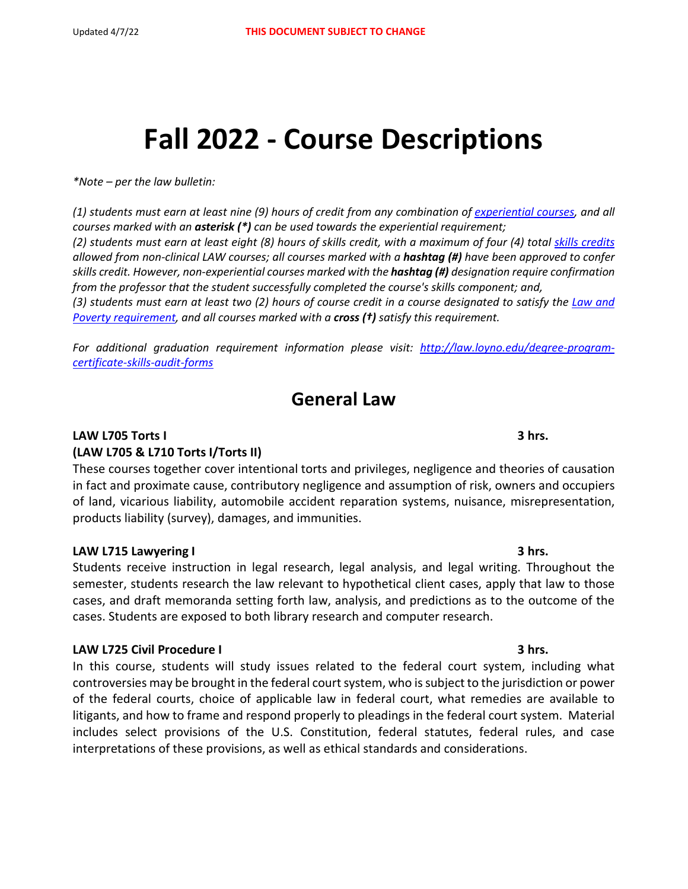Updated 4/7/22 **THIS DOCUMENT SUBJECT TO CHANGE**

# Fall 2022 - Course Descriptions

*\*Note – per the law bulletin:*

*(1) students must earn at least nine (9) hours of credit from any combination of [experiential courses](), and all courses marked with an **asterisk (\*)** can be used towards the experiential requirement;*
*(2) students must earn at least eight (8) hours of skills credit, with a maximum of four (4) total [skills credits]() allowed from non-clinical LAW courses; all courses marked with a **hashtag (#)** have been approved to confer skills credit. However, non-experiential courses marked with the **hashtag (#)** designation require confirmation from the professor that the student successfully completed the course's skills component; and,*
*(3) students must earn at least two (2) hours of course credit in a course designated to satisfy the [Law and Poverty requirement](), and all courses marked with a **cross (†)** satisfy this requirement.*

*For additional graduation requirement information please visit: [http://law.loyno.edu/degree-program-certificate-skills-audit-forms](http://law.loyno.edu/degree-program-certificate-skills-audit-forms)*

## General Law

**LAW L705 Torts I** **3 hrs.**
**(LAW L705 & L710 Torts I/Torts II)**
These courses together cover intentional torts and privileges, negligence and theories of causation in fact and proximate cause, contributory negligence and assumption of risk, owners and occupiers of land, vicarious liability, automobile accident reparation systems, nuisance, misrepresentation, products liability (survey), damages, and immunities.

**LAW L715 Lawyering I** **3 hrs.**
Students receive instruction in legal research, legal analysis, and legal writing. Throughout the semester, students research the law relevant to hypothetical client cases, apply that law to those cases, and draft memoranda setting forth law, analysis, and predictions as to the outcome of the cases. Students are exposed to both library research and computer research.

**LAW L725 Civil Procedure I** **3 hrs.**
In this course, students will study issues related to the federal court system, including what controversies may be brought in the federal court system, who is subject to the jurisdiction or power of the federal courts, choice of applicable law in federal court, what remedies are available to litigants, and how to frame and respond properly to pleadings in the federal court system. Material includes select provisions of the U.S. Constitution, federal statutes, federal rules, and case interpretations of these provisions, as well as ethical standards and considerations.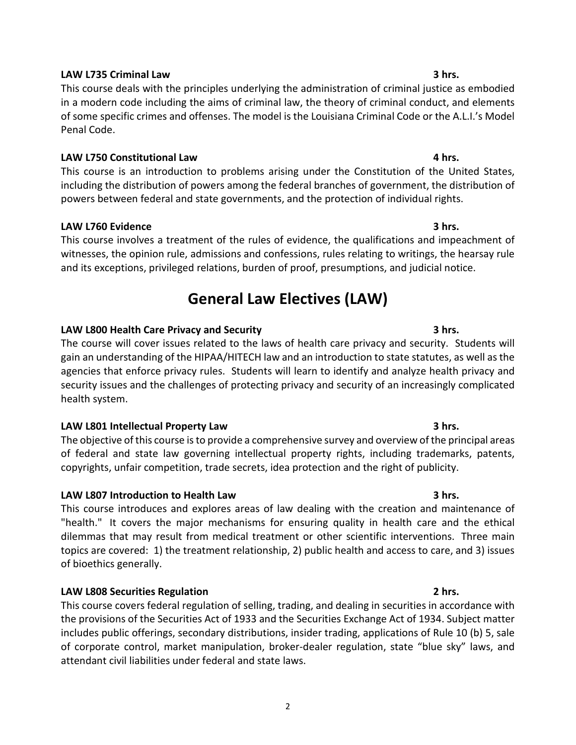**LAW L735 Criminal Law** **3 hrs.**

This course deals with the principles underlying the administration of criminal justice as embodied in a modern code including the aims of criminal law, the theory of criminal conduct, and elements of some specific crimes and offenses. The model is the Louisiana Criminal Code or the A.L.I.'s Model Penal Code.

**LAW L750 Constitutional Law** **4 hrs.**

This course is an introduction to problems arising under the Constitution of the United States, including the distribution of powers among the federal branches of government, the distribution of powers between federal and state governments, and the protection of individual rights.

**LAW L760 Evidence** **3 hrs.**

This course involves a treatment of the rules of evidence, the qualifications and impeachment of witnesses, the opinion rule, admissions and confessions, rules relating to writings, the hearsay rule and its exceptions, privileged relations, burden of proof, presumptions, and judicial notice.

# General Law Electives (LAW)

**LAW L800 Health Care Privacy and Security** **3 hrs.**

The course will cover issues related to the laws of health care privacy and security. Students will gain an understanding of the HIPAA/HITECH law and an introduction to state statutes, as well as the agencies that enforce privacy rules. Students will learn to identify and analyze health privacy and security issues and the challenges of protecting privacy and security of an increasingly complicated health system.

**LAW L801 Intellectual Property Law** **3 hrs.**

The objective of this course is to provide a comprehensive survey and overview of the principal areas of federal and state law governing intellectual property rights, including trademarks, patents, copyrights, unfair competition, trade secrets, idea protection and the right of publicity.

**LAW L807 Introduction to Health Law** **3 hrs.**

This course introduces and explores areas of law dealing with the creation and maintenance of "health." It covers the major mechanisms for ensuring quality in health care and the ethical dilemmas that may result from medical treatment or other scientific interventions. Three main topics are covered: 1) the treatment relationship, 2) public health and access to care, and 3) issues of bioethics generally.

**LAW L808 Securities Regulation** **2 hrs.**

This course covers federal regulation of selling, trading, and dealing in securities in accordance with the provisions of the Securities Act of 1933 and the Securities Exchange Act of 1934. Subject matter includes public offerings, secondary distributions, insider trading, applications of Rule 10 (b) 5, sale of corporate control, market manipulation, broker-dealer regulation, state "blue sky" laws, and attendant civil liabilities under federal and state laws.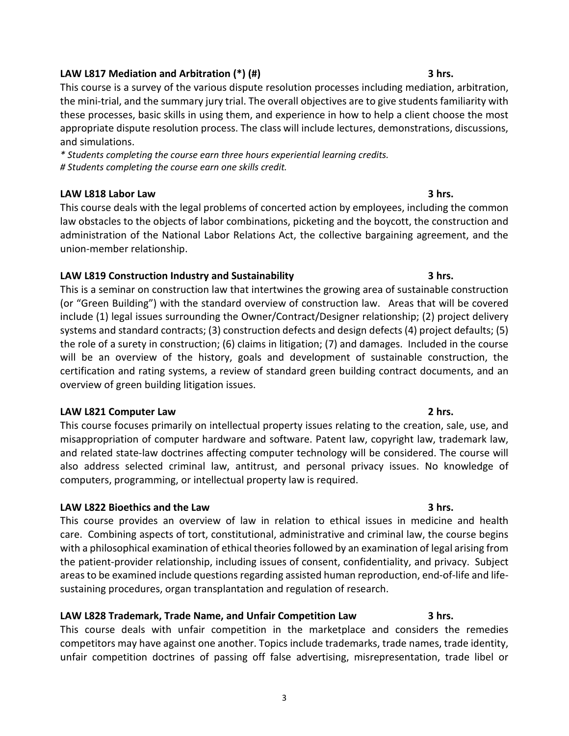**LAW L817 Mediation and Arbitration (*) (#) 3 hrs.**

This course is a survey of the various dispute resolution processes including mediation, arbitration, the mini-trial, and the summary jury trial. The overall objectives are to give students familiarity with these processes, basic skills in using them, and experience in how to help a client choose the most appropriate dispute resolution process. The class will include lectures, demonstrations, discussions, and simulations.

*\* Students completing the course earn three hours experiential learning credits.*
*# Students completing the course earn one skills credit.*

**LAW L818 Labor Law 3 hrs.**

This course deals with the legal problems of concerted action by employees, including the common law obstacles to the objects of labor combinations, picketing and the boycott, the construction and administration of the National Labor Relations Act, the collective bargaining agreement, and the union-member relationship.

**LAW L819 Construction Industry and Sustainability 3 hrs.**

This is a seminar on construction law that intertwines the growing area of sustainable construction (or "Green Building") with the standard overview of construction law. Areas that will be covered include (1) legal issues surrounding the Owner/Contract/Designer relationship; (2) project delivery systems and standard contracts; (3) construction defects and design defects (4) project defaults; (5) the role of a surety in construction; (6) claims in litigation; (7) and damages. Included in the course will be an overview of the history, goals and development of sustainable construction, the certification and rating systems, a review of standard green building contract documents, and an overview of green building litigation issues.

**LAW L821 Computer Law 2 hrs.**

This course focuses primarily on intellectual property issues relating to the creation, sale, use, and misappropriation of computer hardware and software. Patent law, copyright law, trademark law, and related state-law doctrines affecting computer technology will be considered. The course will also address selected criminal law, antitrust, and personal privacy issues. No knowledge of computers, programming, or intellectual property law is required.

**LAW L822 Bioethics and the Law 3 hrs.**

This course provides an overview of law in relation to ethical issues in medicine and health care. Combining aspects of tort, constitutional, administrative and criminal law, the course begins with a philosophical examination of ethical theories followed by an examination of legal arising from the patient-provider relationship, including issues of consent, confidentiality, and privacy. Subject areas to be examined include questions regarding assisted human reproduction, end-of-life and life-sustaining procedures, organ transplantation and regulation of research.

**LAW L828 Trademark, Trade Name, and Unfair Competition Law 3 hrs.**

This course deals with unfair competition in the marketplace and considers the remedies competitors may have against one another. Topics include trademarks, trade names, trade identity, unfair competition doctrines of passing off false advertising, misrepresentation, trade libel or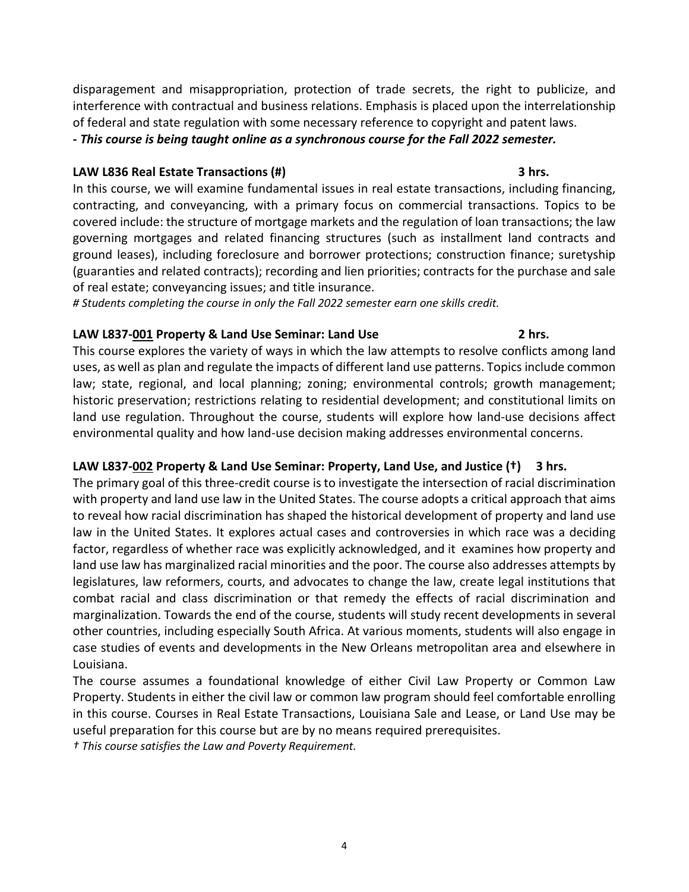disparagement and misappropriation, protection of trade secrets, the right to publicize, and interference with contractual and business relations. Emphasis is placed upon the interrelationship of federal and state regulation with some necessary reference to copyright and patent laws.
***- This course is being taught online as a synchronous course for the Fall 2022 semester.***

**LAW L836 Real Estate Transactions (#) 3 hrs.**
In this course, we will examine fundamental issues in real estate transactions, including financing, contracting, and conveyancing, with a primary focus on commercial transactions. Topics to be covered include: the structure of mortgage markets and the regulation of loan transactions; the law governing mortgages and related financing structures (such as installment land contracts and ground leases), including foreclosure and borrower protections; construction finance; suretyship (guaranties and related contracts); recording and lien priorities; contracts for the purchase and sale of real estate; conveyancing issues; and title insurance.
*# Students completing the course in only the Fall 2022 semester earn one skills credit.*

**LAW L837-<u>001</u> Property & Land Use Seminar: Land Use 2 hrs.**
This course explores the variety of ways in which the law attempts to resolve conflicts among land uses, as well as plan and regulate the impacts of different land use patterns. Topics include common law; state, regional, and local planning; zoning; environmental controls; growth management; historic preservation; restrictions relating to residential development; and constitutional limits on land use regulation. Throughout the course, students will explore how land-use decisions affect environmental quality and how land-use decision making addresses environmental concerns.

**LAW L837-<u>002</u> Property & Land Use Seminar: Property, Land Use, and Justice (†) 3 hrs.**
The primary goal of this three-credit course is to investigate the intersection of racial discrimination with property and land use law in the United States. The course adopts a critical approach that aims to reveal how racial discrimination has shaped the historical development of property and land use law in the United States. It explores actual cases and controversies in which race was a deciding factor, regardless of whether race was explicitly acknowledged, and it examines how property and land use law has marginalized racial minorities and the poor. The course also addresses attempts by legislatures, law reformers, courts, and advocates to change the law, create legal institutions that combat racial and class discrimination or that remedy the effects of racial discrimination and marginalization. Towards the end of the course, students will study recent developments in several other countries, including especially South Africa. At various moments, students will also engage in case studies of events and developments in the New Orleans metropolitan area and elsewhere in Louisiana.

The course assumes a foundational knowledge of either Civil Law Property or Common Law Property. Students in either the civil law or common law program should feel comfortable enrolling in this course. Courses in Real Estate Transactions, Louisiana Sale and Lease, or Land Use may be useful preparation for this course but are by no means required prerequisites.
*† This course satisfies the Law and Poverty Requirement.*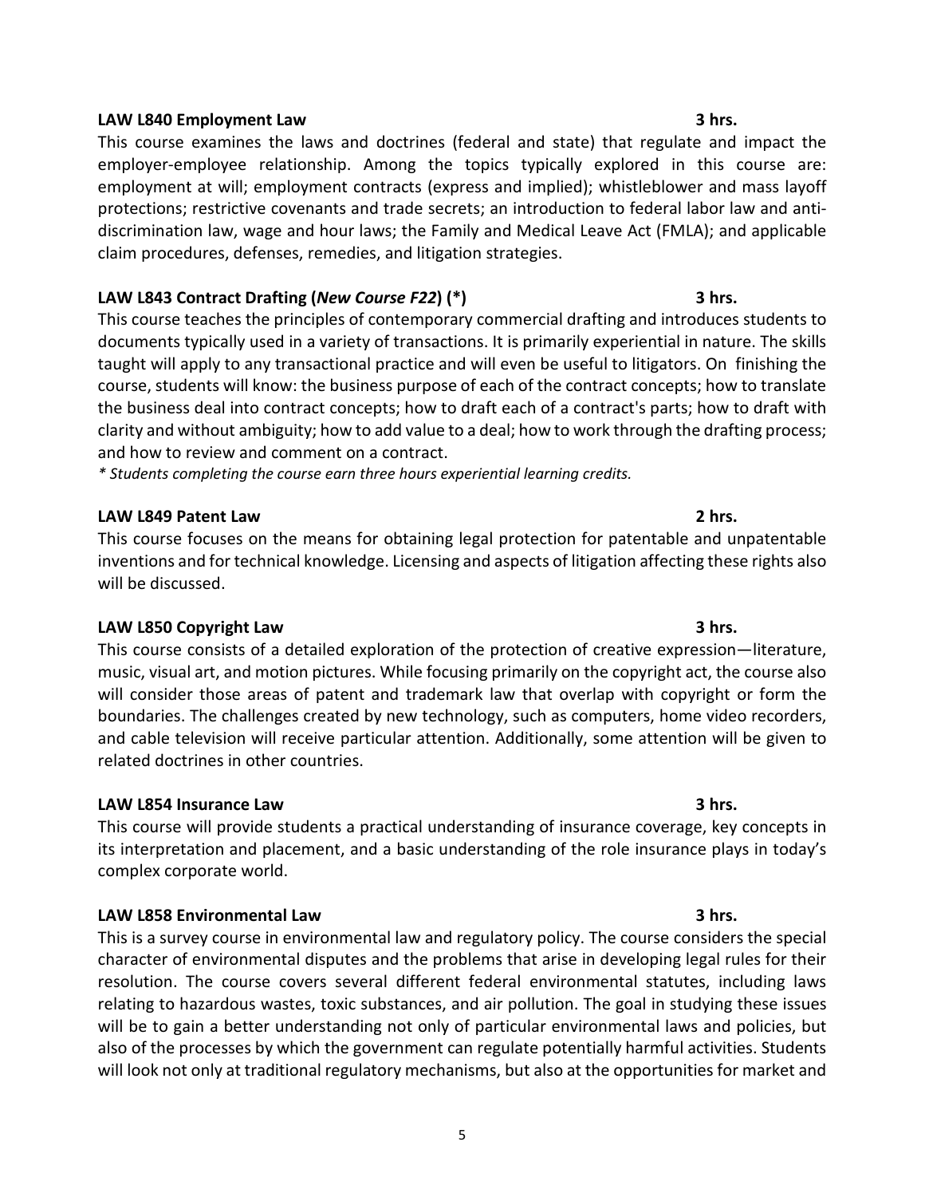**LAW L840 Employment Law** **3 hrs.**

This course examines the laws and doctrines (federal and state) that regulate and impact the employer-employee relationship. Among the topics typically explored in this course are: employment at will; employment contracts (express and implied); whistleblower and mass layoff protections; restrictive covenants and trade secrets; an introduction to federal labor law and anti-discrimination law, wage and hour laws; the Family and Medical Leave Act (FMLA); and applicable claim procedures, defenses, remedies, and litigation strategies.

**LAW L843 Contract Drafting (*New Course F22*) (*)** **3 hrs.**

This course teaches the principles of contemporary commercial drafting and introduces students to documents typically used in a variety of transactions. It is primarily experiential in nature. The skills taught will apply to any transactional practice and will even be useful to litigators. On finishing the course, students will know: the business purpose of each of the contract concepts; how to translate the business deal into contract concepts; how to draft each of a contract's parts; how to draft with clarity and without ambiguity; how to add value to a deal; how to work through the drafting process; and how to review and comment on a contract.

*\* Students completing the course earn three hours experiential learning credits.*

**LAW L849 Patent Law** **2 hrs.**

This course focuses on the means for obtaining legal protection for patentable and unpatentable inventions and for technical knowledge. Licensing and aspects of litigation affecting these rights also will be discussed.

**LAW L850 Copyright Law** **3 hrs.**

This course consists of a detailed exploration of the protection of creative expression—literature, music, visual art, and motion pictures. While focusing primarily on the copyright act, the course also will consider those areas of patent and trademark law that overlap with copyright or form the boundaries. The challenges created by new technology, such as computers, home video recorders, and cable television will receive particular attention. Additionally, some attention will be given to related doctrines in other countries.

**LAW L854 Insurance Law** **3 hrs.**

This course will provide students a practical understanding of insurance coverage, key concepts in its interpretation and placement, and a basic understanding of the role insurance plays in today's complex corporate world.

**LAW L858 Environmental Law** **3 hrs.**

This is a survey course in environmental law and regulatory policy. The course considers the special character of environmental disputes and the problems that arise in developing legal rules for their resolution. The course covers several different federal environmental statutes, including laws relating to hazardous wastes, toxic substances, and air pollution. The goal in studying these issues will be to gain a better understanding not only of particular environmental laws and policies, but also of the processes by which the government can regulate potentially harmful activities. Students will look not only at traditional regulatory mechanisms, but also at the opportunities for market and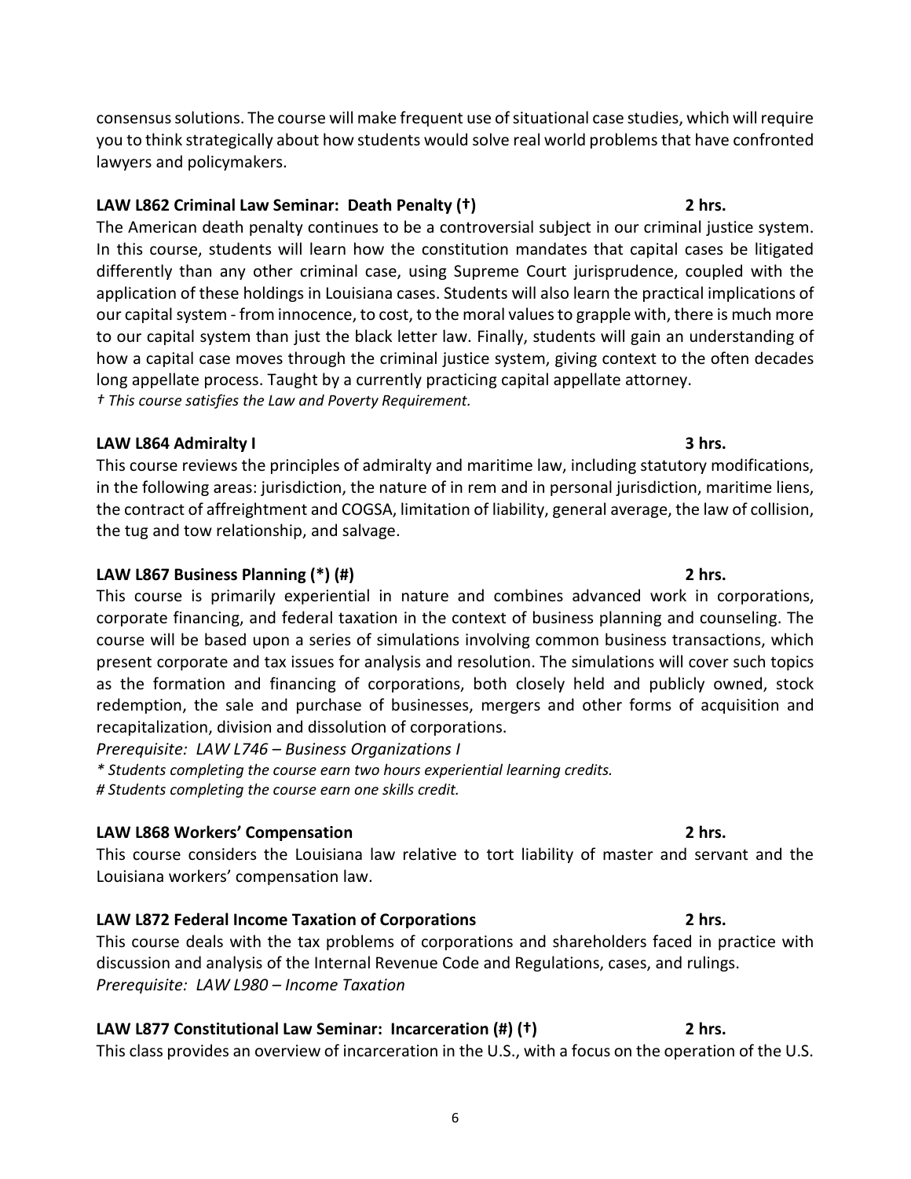consensus solutions. The course will make frequent use of situational case studies, which will require you to think strategically about how students would solve real world problems that have confronted lawyers and policymakers.

**LAW L862 Criminal Law Seminar: Death Penalty (†)** **2 hrs.**

The American death penalty continues to be a controversial subject in our criminal justice system. In this course, students will learn how the constitution mandates that capital cases be litigated differently than any other criminal case, using Supreme Court jurisprudence, coupled with the application of these holdings in Louisiana cases. Students will also learn the practical implications of our capital system - from innocence, to cost, to the moral values to grapple with, there is much more to our capital system than just the black letter law. Finally, students will gain an understanding of how a capital case moves through the criminal justice system, giving context to the often decades long appellate process. Taught by a currently practicing capital appellate attorney.

*† This course satisfies the Law and Poverty Requirement.*

**LAW L864 Admiralty I** **3 hrs.**

This course reviews the principles of admiralty and maritime law, including statutory modifications, in the following areas: jurisdiction, the nature of in rem and in personal jurisdiction, maritime liens, the contract of affreightment and COGSA, limitation of liability, general average, the law of collision, the tug and tow relationship, and salvage.

**LAW L867 Business Planning (*) (#)** **2 hrs.**

This course is primarily experiential in nature and combines advanced work in corporations, corporate financing, and federal taxation in the context of business planning and counseling. The course will be based upon a series of simulations involving common business transactions, which present corporate and tax issues for analysis and resolution. The simulations will cover such topics as the formation and financing of corporations, both closely held and publicly owned, stock redemption, the sale and purchase of businesses, mergers and other forms of acquisition and recapitalization, division and dissolution of corporations.

*Prerequisite: LAW L746 – Business Organizations I*

*\* Students completing the course earn two hours experiential learning credits.*

*# Students completing the course earn one skills credit.*

**LAW L868 Workers' Compensation** **2 hrs.**

This course considers the Louisiana law relative to tort liability of master and servant and the Louisiana workers' compensation law.

**LAW L872 Federal Income Taxation of Corporations** **2 hrs.**

This course deals with the tax problems of corporations and shareholders faced in practice with discussion and analysis of the Internal Revenue Code and Regulations, cases, and rulings.

*Prerequisite: LAW L980 – Income Taxation*

**LAW L877 Constitutional Law Seminar: Incarceration (#) (†)** **2 hrs.**

This class provides an overview of incarceration in the U.S., with a focus on the operation of the U.S.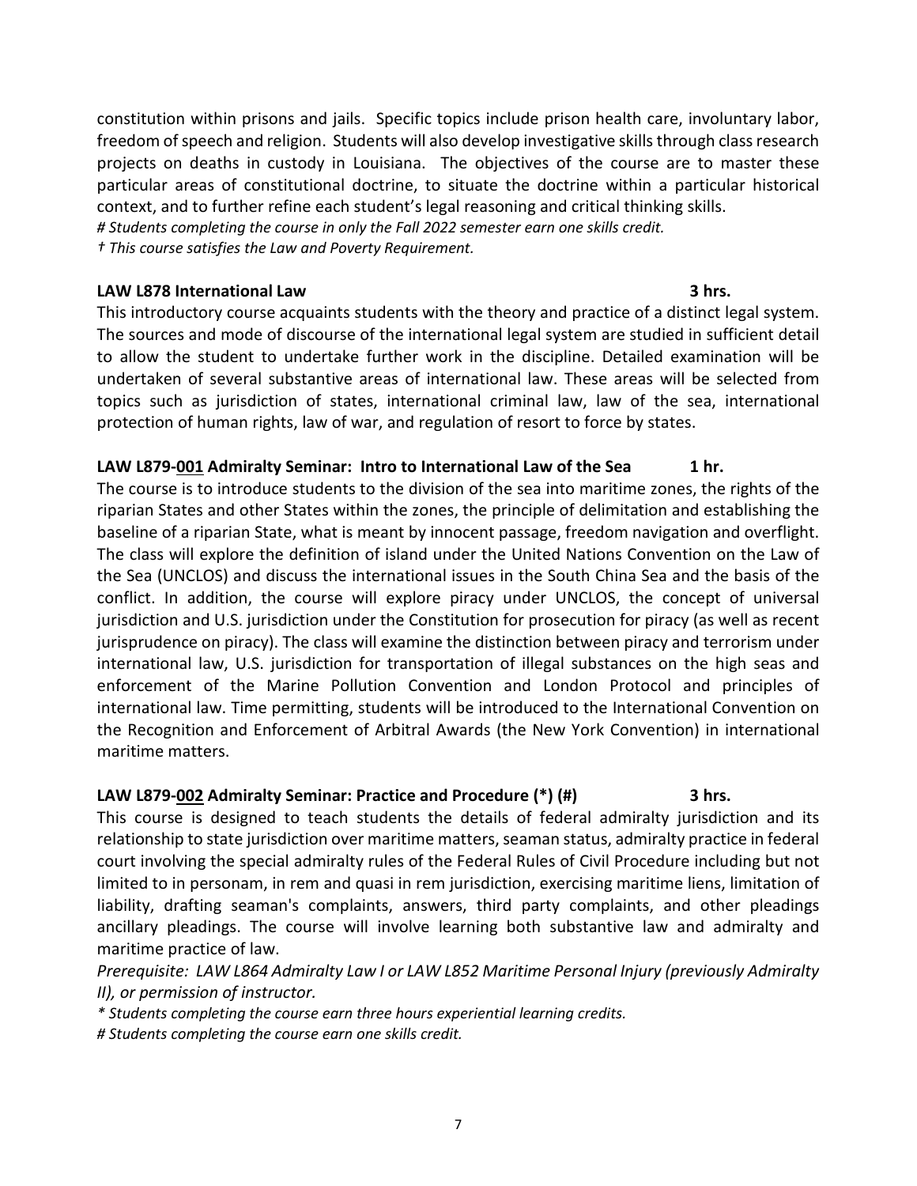constitution within prisons and jails. Specific topics include prison health care, involuntary labor, freedom of speech and religion. Students will also develop investigative skills through class research projects on deaths in custody in Louisiana. The objectives of the course are to master these particular areas of constitutional doctrine, to situate the doctrine within a particular historical context, and to further refine each student's legal reasoning and critical thinking skills.

*# Students completing the course in only the Fall 2022 semester earn one skills credit.*

*† This course satisfies the Law and Poverty Requirement.*

**LAW L878 International Law 3 hrs.**

This introductory course acquaints students with the theory and practice of a distinct legal system. The sources and mode of discourse of the international legal system are studied in sufficient detail to allow the student to undertake further work in the discipline. Detailed examination will be undertaken of several substantive areas of international law. These areas will be selected from topics such as jurisdiction of states, international criminal law, law of the sea, international protection of human rights, law of war, and regulation of resort to force by states.

**LAW L879-001 Admiralty Seminar: Intro to International Law of the Sea 1 hr.**

The course is to introduce students to the division of the sea into maritime zones, the rights of the riparian States and other States within the zones, the principle of delimitation and establishing the baseline of a riparian State, what is meant by innocent passage, freedom navigation and overflight. The class will explore the definition of island under the United Nations Convention on the Law of the Sea (UNCLOS) and discuss the international issues in the South China Sea and the basis of the conflict. In addition, the course will explore piracy under UNCLOS, the concept of universal jurisdiction and U.S. jurisdiction under the Constitution for prosecution for piracy (as well as recent jurisprudence on piracy). The class will examine the distinction between piracy and terrorism under international law, U.S. jurisdiction for transportation of illegal substances on the high seas and enforcement of the Marine Pollution Convention and London Protocol and principles of international law. Time permitting, students will be introduced to the International Convention on the Recognition and Enforcement of Arbitral Awards (the New York Convention) in international maritime matters.

**LAW L879-002 Admiralty Seminar: Practice and Procedure (*) (#) 3 hrs.**

This course is designed to teach students the details of federal admiralty jurisdiction and its relationship to state jurisdiction over maritime matters, seaman status, admiralty practice in federal court involving the special admiralty rules of the Federal Rules of Civil Procedure including but not limited to in personam, in rem and quasi in rem jurisdiction, exercising maritime liens, limitation of liability, drafting seaman's complaints, answers, third party complaints, and other pleadings ancillary pleadings. The course will involve learning both substantive law and admiralty and maritime practice of law.

*Prerequisite: LAW L864 Admiralty Law I or LAW L852 Maritime Personal Injury (previously Admiralty II), or permission of instructor.*

*\* Students completing the course earn three hours experiential learning credits.*

*# Students completing the course earn one skills credit.*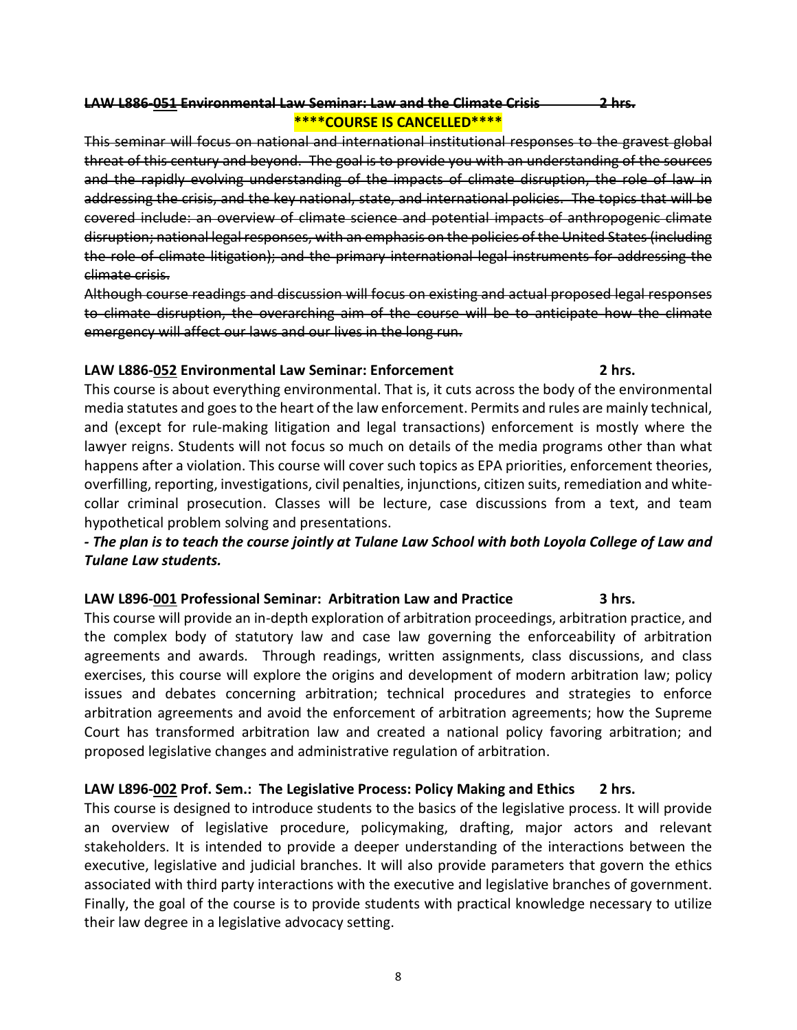**~~LAW L886-051 Environmental Law Seminar: Law and the Climate Crisis 2 hrs.~~**

**\*\*\*\*COURSE IS CANCELLED\*\*\*\***

~~This seminar will focus on national and international institutional responses to the gravest global threat of this century and beyond. The goal is to provide you with an understanding of the sources and the rapidly evolving understanding of the impacts of climate disruption, the role of law in addressing the crisis, and the key national, state, and international policies. The topics that will be covered include: an overview of climate science and potential impacts of anthropogenic climate disruption; national legal responses, with an emphasis on the policies of the United States (including the role of climate litigation); and the primary international legal instruments for addressing the climate crisis.~~

~~Although course readings and discussion will focus on existing and actual proposed legal responses to climate disruption, the overarching aim of the course will be to anticipate how the climate emergency will affect our laws and our lives in the long run.~~

**LAW L886-052 Environmental Law Seminar: Enforcement 2 hrs.**

This course is about everything environmental. That is, it cuts across the body of the environmental media statutes and goes to the heart of the law enforcement. Permits and rules are mainly technical, and (except for rule-making litigation and legal transactions) enforcement is mostly where the lawyer reigns. Students will not focus so much on details of the media programs other than what happens after a violation. This course will cover such topics as EPA priorities, enforcement theories, overfilling, reporting, investigations, civil penalties, injunctions, citizen suits, remediation and white-collar criminal prosecution. Classes will be lecture, case discussions from a text, and team hypothetical problem solving and presentations.

***- The plan is to teach the course jointly at Tulane Law School with both Loyola College of Law and Tulane Law students.***

**LAW L896-001 Professional Seminar: Arbitration Law and Practice 3 hrs.**

This course will provide an in-depth exploration of arbitration proceedings, arbitration practice, and the complex body of statutory law and case law governing the enforceability of arbitration agreements and awards. Through readings, written assignments, class discussions, and class exercises, this course will explore the origins and development of modern arbitration law; policy issues and debates concerning arbitration; technical procedures and strategies to enforce arbitration agreements and avoid the enforcement of arbitration agreements; how the Supreme Court has transformed arbitration law and created a national policy favoring arbitration; and proposed legislative changes and administrative regulation of arbitration.

**LAW L896-002 Prof. Sem.: The Legislative Process: Policy Making and Ethics 2 hrs.**

This course is designed to introduce students to the basics of the legislative process. It will provide an overview of legislative procedure, policymaking, drafting, major actors and relevant stakeholders. It is intended to provide a deeper understanding of the interactions between the executive, legislative and judicial branches. It will also provide parameters that govern the ethics associated with third party interactions with the executive and legislative branches of government. Finally, the goal of the course is to provide students with practical knowledge necessary to utilize their law degree in a legislative advocacy setting.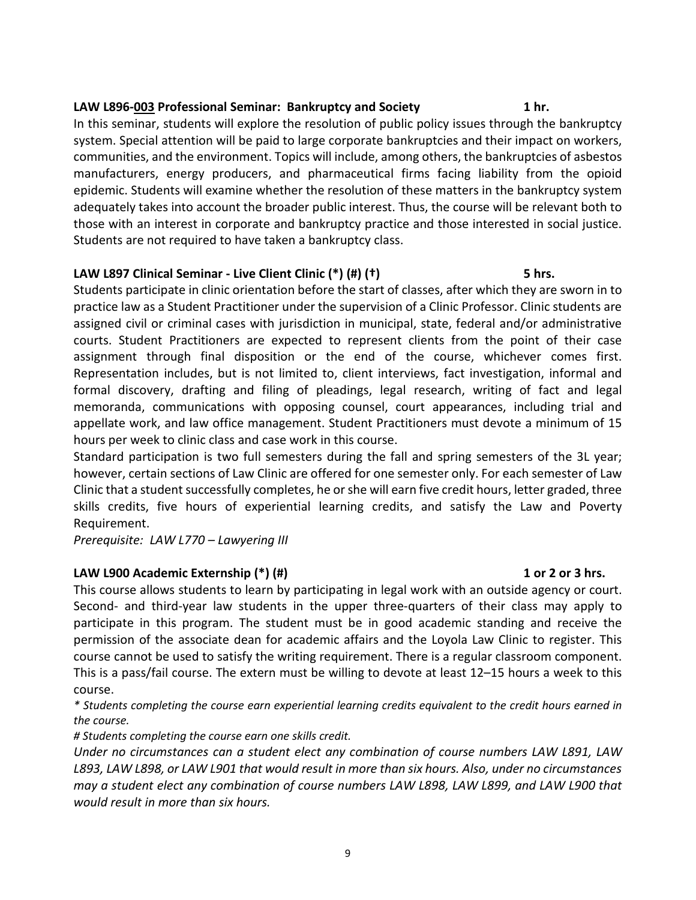**LAW L896-<u>003</u> Professional Seminar: Bankruptcy and Society** **1 hr.**

In this seminar, students will explore the resolution of public policy issues through the bankruptcy system. Special attention will be paid to large corporate bankruptcies and their impact on workers, communities, and the environment. Topics will include, among others, the bankruptcies of asbestos manufacturers, energy producers, and pharmaceutical firms facing liability from the opioid epidemic. Students will examine whether the resolution of these matters in the bankruptcy system adequately takes into account the broader public interest. Thus, the course will be relevant both to those with an interest in corporate and bankruptcy practice and those interested in social justice. Students are not required to have taken a bankruptcy class.

**LAW L897 Clinical Seminar - Live Client Clinic (*) (#) (†)** **5 hrs.**

Students participate in clinic orientation before the start of classes, after which they are sworn in to practice law as a Student Practitioner under the supervision of a Clinic Professor. Clinic students are assigned civil or criminal cases with jurisdiction in municipal, state, federal and/or administrative courts. Student Practitioners are expected to represent clients from the point of their case assignment through final disposition or the end of the course, whichever comes first. Representation includes, but is not limited to, client interviews, fact investigation, informal and formal discovery, drafting and filing of pleadings, legal research, writing of fact and legal memoranda, communications with opposing counsel, court appearances, including trial and appellate work, and law office management. Student Practitioners must devote a minimum of 15 hours per week to clinic class and case work in this course.

Standard participation is two full semesters during the fall and spring semesters of the 3L year; however, certain sections of Law Clinic are offered for one semester only. For each semester of Law Clinic that a student successfully completes, he or she will earn five credit hours, letter graded, three skills credits, five hours of experiential learning credits, and satisfy the Law and Poverty Requirement.

*Prerequisite: LAW L770 – Lawyering III*

**LAW L900 Academic Externship (*) (#)** **1 or 2 or 3 hrs.**

This course allows students to learn by participating in legal work with an outside agency or court. Second- and third-year law students in the upper three-quarters of their class may apply to participate in this program. The student must be in good academic standing and receive the permission of the associate dean for academic affairs and the Loyola Law Clinic to register. This course cannot be used to satisfy the writing requirement. There is a regular classroom component. This is a pass/fail course. The extern must be willing to devote at least 12–15 hours a week to this course.

*\* Students completing the course earn experiential learning credits equivalent to the credit hours earned in the course.*

*# Students completing the course earn one skills credit.*

*Under no circumstances can a student elect any combination of course numbers LAW L891, LAW L893, LAW L898, or LAW L901 that would result in more than six hours. Also, under no circumstances may a student elect any combination of course numbers LAW L898, LAW L899, and LAW L900 that would result in more than six hours.*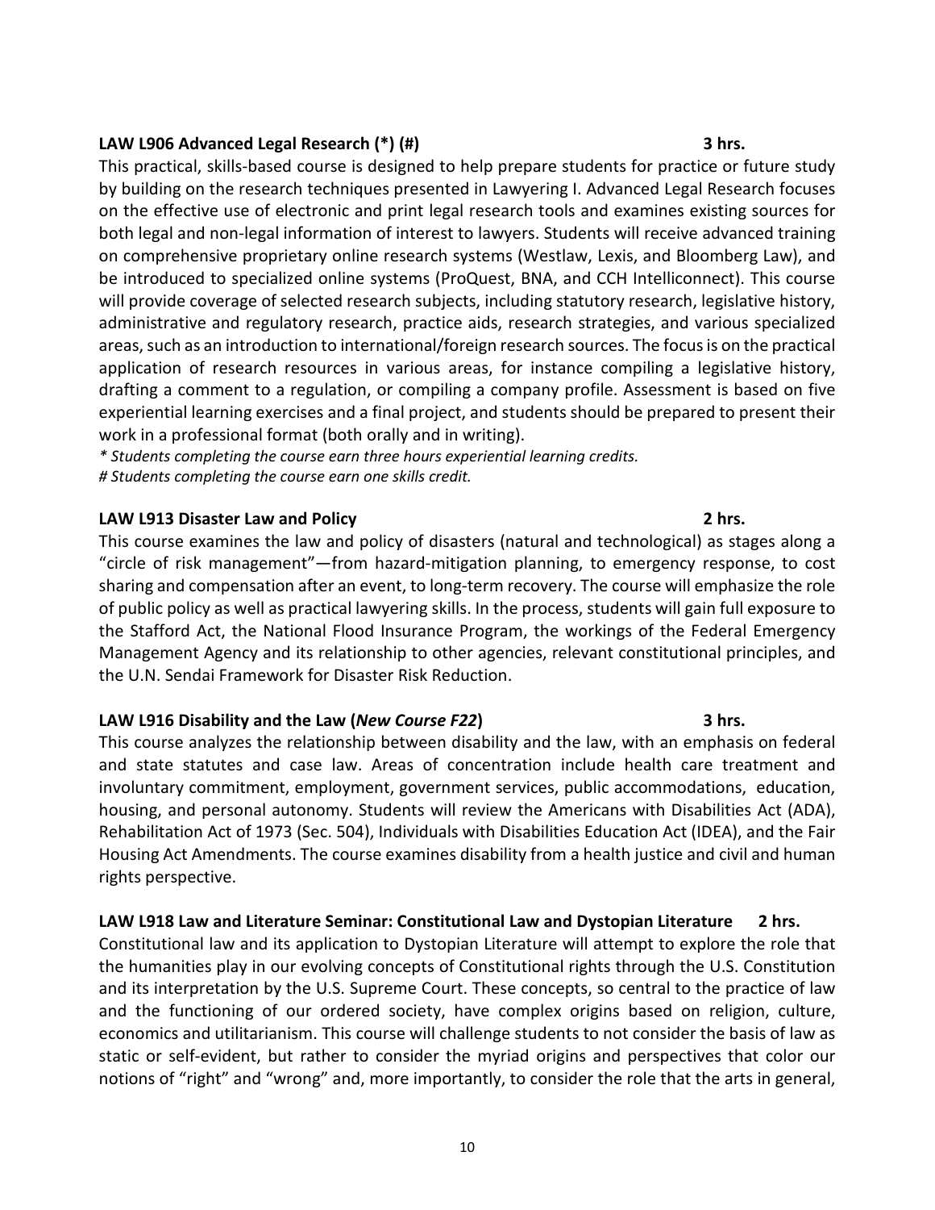**LAW L906 Advanced Legal Research (*) (#) 3 hrs.**

This practical, skills-based course is designed to help prepare students for practice or future study by building on the research techniques presented in Lawyering I. Advanced Legal Research focuses on the effective use of electronic and print legal research tools and examines existing sources for both legal and non-legal information of interest to lawyers. Students will receive advanced training on comprehensive proprietary online research systems (Westlaw, Lexis, and Bloomberg Law), and be introduced to specialized online systems (ProQuest, BNA, and CCH Intelliconnect). This course will provide coverage of selected research subjects, including statutory research, legislative history, administrative and regulatory research, practice aids, research strategies, and various specialized areas, such as an introduction to international/foreign research sources. The focus is on the practical application of research resources in various areas, for instance compiling a legislative history, drafting a comment to a regulation, or compiling a company profile. Assessment is based on five experiential learning exercises and a final project, and students should be prepared to present their work in a professional format (both orally and in writing).

*\* Students completing the course earn three hours experiential learning credits.*

*# Students completing the course earn one skills credit.*

**LAW L913 Disaster Law and Policy 2 hrs.**

This course examines the law and policy of disasters (natural and technological) as stages along a "circle of risk management"—from hazard-mitigation planning, to emergency response, to cost sharing and compensation after an event, to long-term recovery. The course will emphasize the role of public policy as well as practical lawyering skills. In the process, students will gain full exposure to the Stafford Act, the National Flood Insurance Program, the workings of the Federal Emergency Management Agency and its relationship to other agencies, relevant constitutional principles, and the U.N. Sendai Framework for Disaster Risk Reduction.

**LAW L916 Disability and the Law (*New Course F22*) 3 hrs.**

This course analyzes the relationship between disability and the law, with an emphasis on federal and state statutes and case law. Areas of concentration include health care treatment and involuntary commitment, employment, government services, public accommodations, education, housing, and personal autonomy. Students will review the Americans with Disabilities Act (ADA), Rehabilitation Act of 1973 (Sec. 504), Individuals with Disabilities Education Act (IDEA), and the Fair Housing Act Amendments. The course examines disability from a health justice and civil and human rights perspective.

**LAW L918 Law and Literature Seminar: Constitutional Law and Dystopian Literature 2 hrs.**

Constitutional law and its application to Dystopian Literature will attempt to explore the role that the humanities play in our evolving concepts of Constitutional rights through the U.S. Constitution and its interpretation by the U.S. Supreme Court. These concepts, so central to the practice of law and the functioning of our ordered society, have complex origins based on religion, culture, economics and utilitarianism. This course will challenge students to not consider the basis of law as static or self-evident, but rather to consider the myriad origins and perspectives that color our notions of "right" and "wrong" and, more importantly, to consider the role that the arts in general,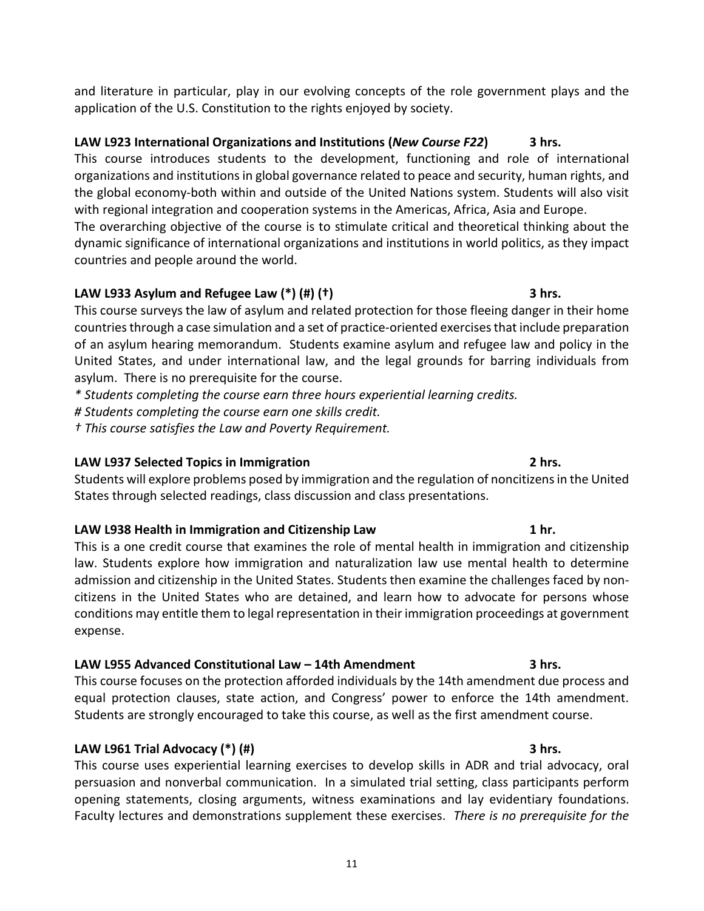and literature in particular, play in our evolving concepts of the role government plays and the application of the U.S. Constitution to the rights enjoyed by society.

**LAW L923 International Organizations and Institutions (*New Course F22*) 3 hrs.**

This course introduces students to the development, functioning and role of international organizations and institutions in global governance related to peace and security, human rights, and the global economy-both within and outside of the United Nations system. Students will also visit with regional integration and cooperation systems in the Americas, Africa, Asia and Europe.

The overarching objective of the course is to stimulate critical and theoretical thinking about the dynamic significance of international organizations and institutions in world politics, as they impact countries and people around the world.

**LAW L933 Asylum and Refugee Law (*) (#) (†) 3 hrs.**

This course surveys the law of asylum and related protection for those fleeing danger in their home countries through a case simulation and a set of practice-oriented exercises that include preparation of an asylum hearing memorandum. Students examine asylum and refugee law and policy in the United States, and under international law, and the legal grounds for barring individuals from asylum. There is no prerequisite for the course.

*\* Students completing the course earn three hours experiential learning credits.*

*# Students completing the course earn one skills credit.*

*† This course satisfies the Law and Poverty Requirement.*

**LAW L937 Selected Topics in Immigration 2 hrs.**

Students will explore problems posed by immigration and the regulation of noncitizens in the United States through selected readings, class discussion and class presentations.

**LAW L938 Health in Immigration and Citizenship Law 1 hr.**

This is a one credit course that examines the role of mental health in immigration and citizenship law. Students explore how immigration and naturalization law use mental health to determine admission and citizenship in the United States. Students then examine the challenges faced by non-citizens in the United States who are detained, and learn how to advocate for persons whose conditions may entitle them to legal representation in their immigration proceedings at government expense.

**LAW L955 Advanced Constitutional Law – 14th Amendment 3 hrs.**

This course focuses on the protection afforded individuals by the 14th amendment due process and equal protection clauses, state action, and Congress' power to enforce the 14th amendment. Students are strongly encouraged to take this course, as well as the first amendment course.

**LAW L961 Trial Advocacy (*) (#) 3 hrs.**

This course uses experiential learning exercises to develop skills in ADR and trial advocacy, oral persuasion and nonverbal communication. In a simulated trial setting, class participants perform opening statements, closing arguments, witness examinations and lay evidentiary foundations. Faculty lectures and demonstrations supplement these exercises. *There is no prerequisite for the*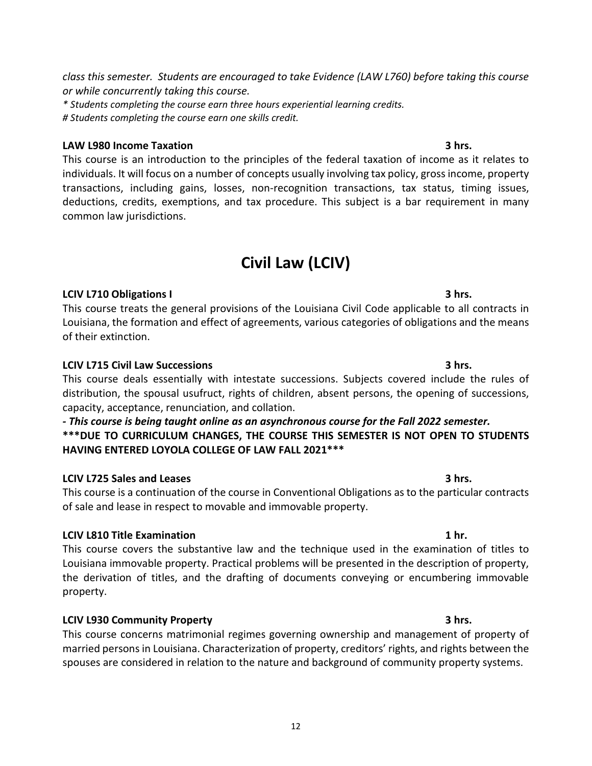*class this semester. Students are encouraged to take Evidence (LAW L760) before taking this course or while concurrently taking this course.*

*\* Students completing the course earn three hours experiential learning credits.*

*# Students completing the course earn one skills credit.*

**LAW L980 Income Taxation 3 hrs.**

This course is an introduction to the principles of the federal taxation of income as it relates to individuals. It will focus on a number of concepts usually involving tax policy, gross income, property transactions, including gains, losses, non-recognition transactions, tax status, timing issues, deductions, credits, exemptions, and tax procedure. This subject is a bar requirement in many common law jurisdictions.

# Civil Law (LCIV)

**LCIV L710 Obligations I 3 hrs.**

This course treats the general provisions of the Louisiana Civil Code applicable to all contracts in Louisiana, the formation and effect of agreements, various categories of obligations and the means of their extinction.

**LCIV L715 Civil Law Successions 3 hrs.**

This course deals essentially with intestate successions. Subjects covered include the rules of distribution, the spousal usufruct, rights of children, absent persons, the opening of successions, capacity, acceptance, renunciation, and collation.

***- This course is being taught online as an asynchronous course for the Fall 2022 semester.***

**\*\*\*DUE TO CURRICULUM CHANGES, THE COURSE THIS SEMESTER IS NOT OPEN TO STUDENTS HAVING ENTERED LOYOLA COLLEGE OF LAW FALL 2021\*\*\***

**LCIV L725 Sales and Leases 3 hrs.**

This course is a continuation of the course in Conventional Obligations as to the particular contracts of sale and lease in respect to movable and immovable property.

**LCIV L810 Title Examination 1 hr.**

This course covers the substantive law and the technique used in the examination of titles to Louisiana immovable property. Practical problems will be presented in the description of property, the derivation of titles, and the drafting of documents conveying or encumbering immovable property.

**LCIV L930 Community Property 3 hrs.**

This course concerns matrimonial regimes governing ownership and management of property of married persons in Louisiana. Characterization of property, creditors' rights, and rights between the spouses are considered in relation to the nature and background of community property systems.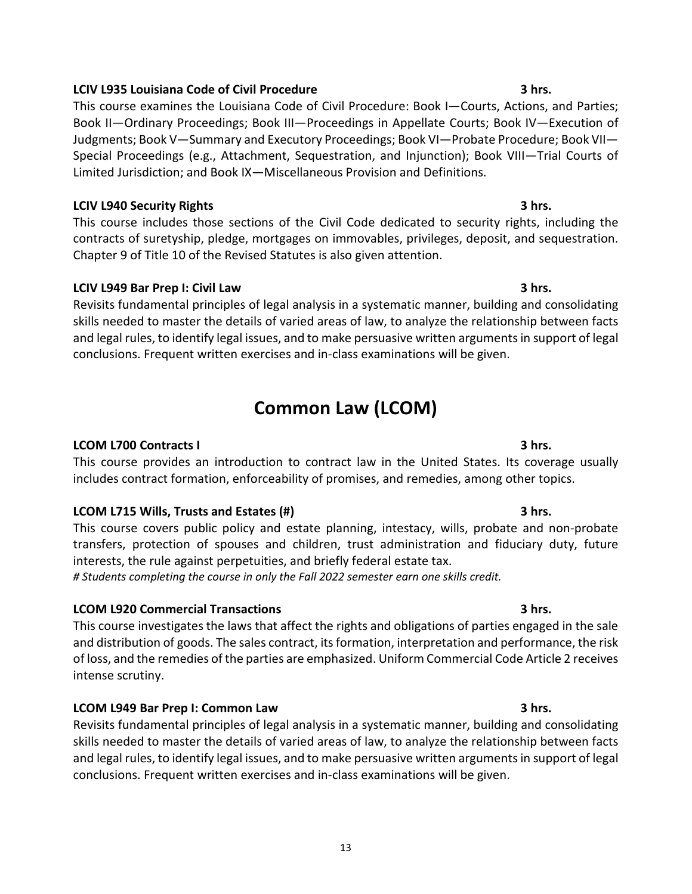**LCIV L935 Louisiana Code of Civil Procedure** **3 hrs.**

This course examines the Louisiana Code of Civil Procedure: Book I—Courts, Actions, and Parties; Book II—Ordinary Proceedings; Book III—Proceedings in Appellate Courts; Book IV—Execution of Judgments; Book V—Summary and Executory Proceedings; Book VI—Probate Procedure; Book VII—Special Proceedings (e.g., Attachment, Sequestration, and Injunction); Book VIII—Trial Courts of Limited Jurisdiction; and Book IX—Miscellaneous Provision and Definitions.

**LCIV L940 Security Rights** **3 hrs.**

This course includes those sections of the Civil Code dedicated to security rights, including the contracts of suretyship, pledge, mortgages on immovables, privileges, deposit, and sequestration. Chapter 9 of Title 10 of the Revised Statutes is also given attention.

**LCIV L949 Bar Prep I: Civil Law** **3 hrs.**

Revisits fundamental principles of legal analysis in a systematic manner, building and consolidating skills needed to master the details of varied areas of law, to analyze the relationship between facts and legal rules, to identify legal issues, and to make persuasive written arguments in support of legal conclusions. Frequent written exercises and in-class examinations will be given.

# Common Law (LCOM)

**LCOM L700 Contracts I** **3 hrs.**

This course provides an introduction to contract law in the United States. Its coverage usually includes contract formation, enforceability of promises, and remedies, among other topics.

**LCOM L715 Wills, Trusts and Estates (#)** **3 hrs.**

This course covers public policy and estate planning, intestacy, wills, probate and non-probate transfers, protection of spouses and children, trust administration and fiduciary duty, future interests, the rule against perpetuities, and briefly federal estate tax.

*# Students completing the course in only the Fall 2022 semester earn one skills credit.*

**LCOM L920 Commercial Transactions** **3 hrs.**

This course investigates the laws that affect the rights and obligations of parties engaged in the sale and distribution of goods. The sales contract, its formation, interpretation and performance, the risk of loss, and the remedies of the parties are emphasized. Uniform Commercial Code Article 2 receives intense scrutiny.

**LCOM L949 Bar Prep I: Common Law** **3 hrs.**

Revisits fundamental principles of legal analysis in a systematic manner, building and consolidating skills needed to master the details of varied areas of law, to analyze the relationship between facts and legal rules, to identify legal issues, and to make persuasive written arguments in support of legal conclusions. Frequent written exercises and in-class examinations will be given.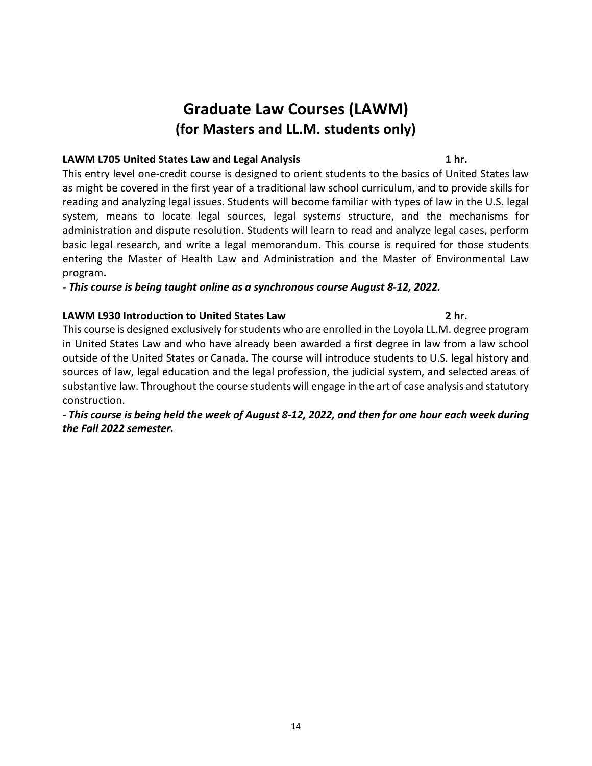# Graduate Law Courses (LAWM)
## (for Masters and LL.M. students only)

**LAWM L705 United States Law and Legal Analysis 1 hr.**

This entry level one-credit course is designed to orient students to the basics of United States law as might be covered in the first year of a traditional law school curriculum, and to provide skills for reading and analyzing legal issues. Students will become familiar with types of law in the U.S. legal system, means to locate legal sources, legal systems structure, and the mechanisms for administration and dispute resolution. Students will learn to read and analyze legal cases, perform basic legal research, and write a legal memorandum. This course is required for those students entering the Master of Health Law and Administration and the Master of Environmental Law program**.**

***- This course is being taught online as a synchronous course August 8-12, 2022.***

**LAWM L930 Introduction to United States Law 2 hr.**

This course is designed exclusively for students who are enrolled in the Loyola LL.M. degree program in United States Law and who have already been awarded a first degree in law from a law school outside of the United States or Canada. The course will introduce students to U.S. legal history and sources of law, legal education and the legal profession, the judicial system, and selected areas of substantive law. Throughout the course students will engage in the art of case analysis and statutory construction.

***- This course is being held the week of August 8-12, 2022, and then for one hour each week during the Fall 2022 semester.***